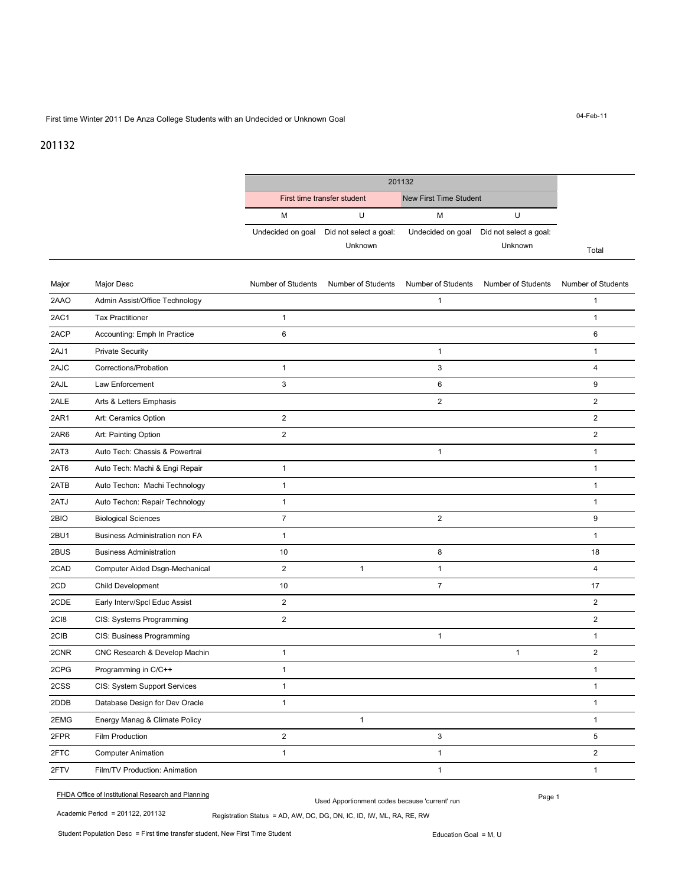First time Winter 2011 De Anza College Students with an Undecided or Unknown Goal

04-Feb-11

201132

| | | 201132 | | | | |
|---|---|---|---|---|---|---|
| | | First time transfer student | | New First Time Student | | |
| | | M | U | M | U | |
| | | Undecided on goal | Did not select a goal: Unknown | Undecided on goal | Did not select a goal: Unknown | Total |
| Major | Major Desc | Number of Students | Number of Students | Number of Students | Number of Students | Number of Students |
| 2AAO | Admin Assist/Office Technology | | | 1 | | 1 |
| 2AC1 | Tax Practitioner | 1 | | | | 1 |
| 2ACP | Accounting: Emph In Practice | 6 | | | | 6 |
| 2AJ1 | Private Security | | | 1 | | 1 |
| 2AJC | Corrections/Probation | 1 | | 3 | | 4 |
| 2AJL | Law Enforcement | 3 | | 6 | | 9 |
| 2ALE | Arts & Letters Emphasis | | | 2 | | 2 |
| 2AR1 | Art: Ceramics Option | 2 | | | | 2 |
| 2AR6 | Art: Painting Option | 2 | | | | 2 |
| 2AT3 | Auto Tech: Chassis & Powertrai | | | 1 | | 1 |
| 2AT6 | Auto Tech: Machi & Engi Repair | 1 | | | | 1 |
| 2ATB | Auto Techcn: Machi Technology | 1 | | | | 1 |
| 2ATJ | Auto Techcn: Repair Technology | 1 | | | | 1 |
| 2BIO | Biological Sciences | 7 | | 2 | | 9 |
| 2BU1 | Business Administration non FA | 1 | | | | 1 |
| 2BUS | Business Administration | 10 | | 8 | | 18 |
| 2CAD | Computer Aided Dsgn-Mechanical | 2 | 1 | 1 | | 4 |
| 2CD | Child Development | 10 | | 7 | | 17 |
| 2CDE | Early Interv/Spcl Educ Assist | 2 | | | | 2 |
| 2CI8 | CIS: Systems Programming | 2 | | | | 2 |
| 2CIB | CIS: Business Programming | | | 1 | | 1 |
| 2CNR | CNC Research & Develop Machin | 1 | | | 1 | 2 |
| 2CPG | Programming in C/C++ | 1 | | | | 1 |
| 2CSS | CIS: System Support Services | 1 | | | | 1 |
| 2DDB | Database Design for Dev Oracle | 1 | | | | 1 |
| 2EMG | Energy Manag & Climate Policy | | 1 | | | 1 |
| 2FPR | Film Production | 2 | | 3 | | 5 |
| 2FTC | Computer Animation | 1 | | 1 | | 2 |
| 2FTV | Film/TV Production: Animation | | | 1 | | 1 |

FHDA Office of Institutional Research and Planning

Used Apportionment codes because 'current' run

Academic Period = 201122, 201132

Registration Status = AD, AW, DC, DG, DN, IC, ID, IW, ML, RA, RE, RW

Student Population Desc = First time transfer student, New First Time Student

Education Goal = M, U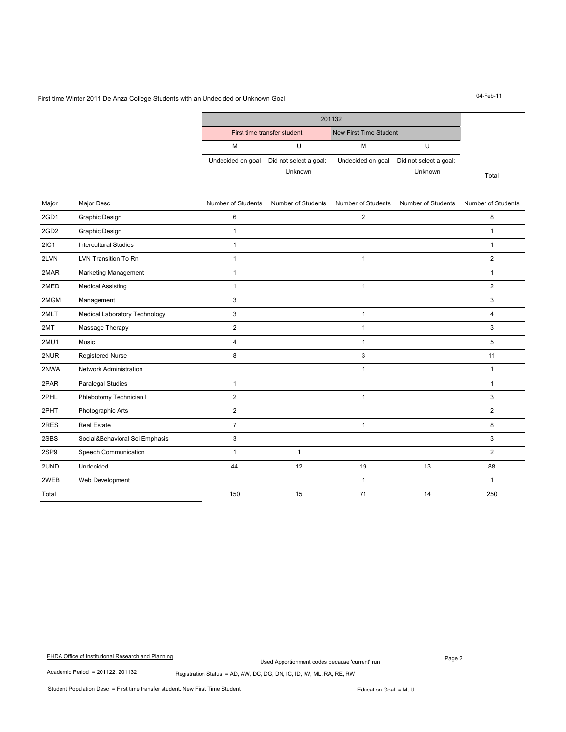First time Winter 2011 De Anza College Students with an Undecided or Unknown Goal

04-Feb-11

| | | 201132 | | | | |
|---|---|---|---|---|---|---|
| | | First time transfer student | | New First Time Student | | |
| | | M | U | M | U | |
| | | Undecided on goal | Did not select a goal: Unknown | Undecided on goal | Did not select a goal: Unknown | Total |
| Major | Major Desc | Number of Students | Number of Students | Number of Students | Number of Students | Number of Students |
| 2GD1 | Graphic Design | 6 | | 2 | | 8 |
| 2GD2 | Graphic Design | 1 | | | | 1 |
| 2IC1 | Intercultural Studies | 1 | | | | 1 |
| 2LVN | LVN Transition To Rn | 1 | | 1 | | 2 |
| 2MAR | Marketing Management | 1 | | | | 1 |
| 2MED | Medical Assisting | 1 | | 1 | | 2 |
| 2MGM | Management | 3 | | | | 3 |
| 2MLT | Medical Laboratory Technology | 3 | | 1 | | 4 |
| 2MT | Massage Therapy | 2 | | 1 | | 3 |
| 2MU1 | Music | 4 | | 1 | | 5 |
| 2NUR | Registered Nurse | 8 | | 3 | | 11 |
| 2NWA | Network Administration | | | 1 | | 1 |
| 2PAR | Paralegal Studies | 1 | | | | 1 |
| 2PHL | Phlebotomy Technician I | 2 | | 1 | | 3 |
| 2PHT | Photographic Arts | 2 | | | | 2 |
| 2RES | Real Estate | 7 | | 1 | | 8 |
| 2SBS | Social&Behavioral Sci Emphasis | 3 | | | | 3 |
| 2SP9 | Speech Communication | 1 | 1 | | | 2 |
| 2UND | Undecided | 44 | 12 | 19 | 13 | 88 |
| 2WEB | Web Development | | | 1 | | 1 |
| Total | | 150 | 15 | 71 | 14 | 250 |

FHDA Office of Institutional Research and Planning

Used Apportionment codes because 'current' run

Academic Period = 201122, 201132

Registration Status = AD, AW, DC, DG, DN, IC, ID, IW, ML, RA, RE, RW

Student Population Desc = First time transfer student, New First Time Student

Education Goal = M, U